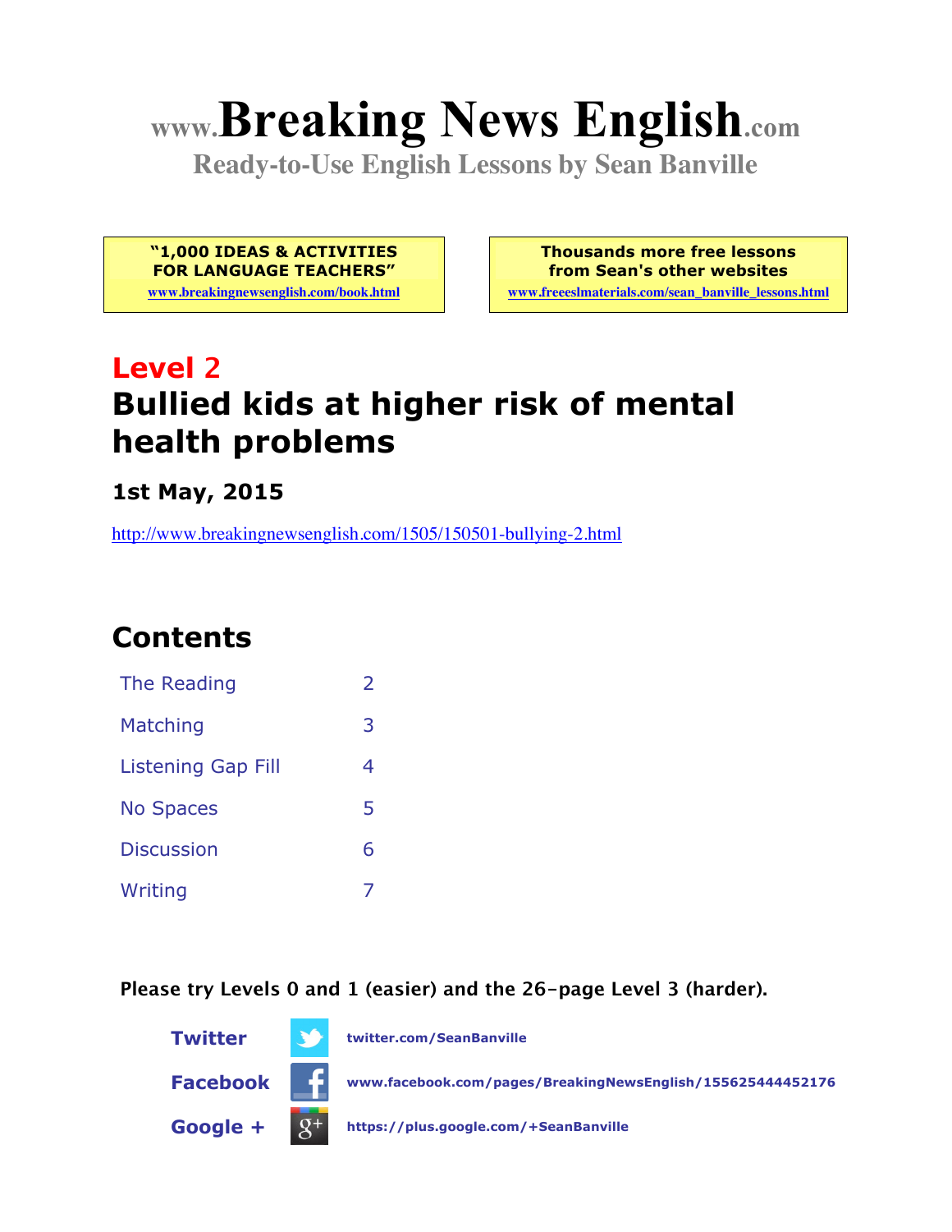# www.Breaking News English.com

**Ready-to-Use English Lessons by Sean Banville**

> **"1,000 IDEAS & ACTIVITIES FOR LANGUAGE TEACHERS"**
> www.breakingnewsenglish.com/book.html

> **Thousands more free lessons from Sean's other websites**
> www.freeeslmaterials.com/sean_banville_lessons.html

## Level 2

# Bullied kids at higher risk of mental health problems

### 1st May, 2015

http://www.breakingnewsenglish.com/1505/150501-bullying-2.html

## Contents

| | |
|---|---|
| The Reading | 2 |
| Matching | 3 |
| Listening Gap Fill | 4 |
| No Spaces | 5 |
| Discussion | 6 |
| Writing | 7 |

**Please try Levels 0 and 1 (easier) and the 26-page Level 3 (harder).**

**Twitter** twitter.com/SeanBanville

**Facebook** www.facebook.com/pages/BreakingNewsEnglish/155625444452176

**Google +** https://plus.google.com/+SeanBanville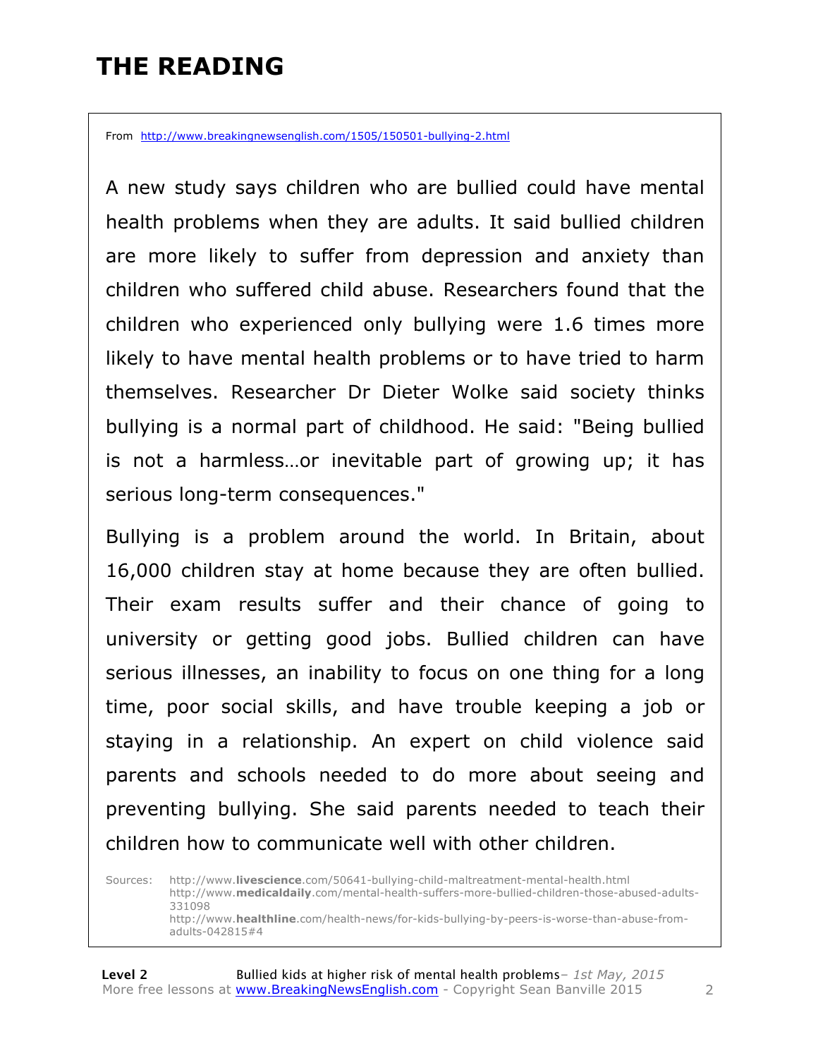# THE READING

From http://www.breakingnewsenglish.com/1505/150501-bullying-2.html

A new study says children who are bullied could have mental health problems when they are adults. It said bullied children are more likely to suffer from depression and anxiety than children who suffered child abuse. Researchers found that the children who experienced only bullying were 1.6 times more likely to have mental health problems or to have tried to harm themselves. Researcher Dr Dieter Wolke said society thinks bullying is a normal part of childhood. He said: "Being bullied is not a harmless…or inevitable part of growing up; it has serious long-term consequences."

Bullying is a problem around the world. In Britain, about 16,000 children stay at home because they are often bullied. Their exam results suffer and their chance of going to university or getting good jobs. Bullied children can have serious illnesses, an inability to focus on one thing for a long time, poor social skills, and have trouble keeping a job or staying in a relationship. An expert on child violence said parents and schools needed to do more about seeing and preventing bullying. She said parents needed to teach their children how to communicate well with other children.

Sources: http://www.livescience.com/50641-bullying-child-maltreatment-mental-health.html
http://www.medicaldaily.com/mental-health-suffers-more-bullied-children-those-abused-adults-331098
http://www.healthline.com/health-news/for-kids-bullying-by-peers-is-worse-than-abuse-from-adults-042815#4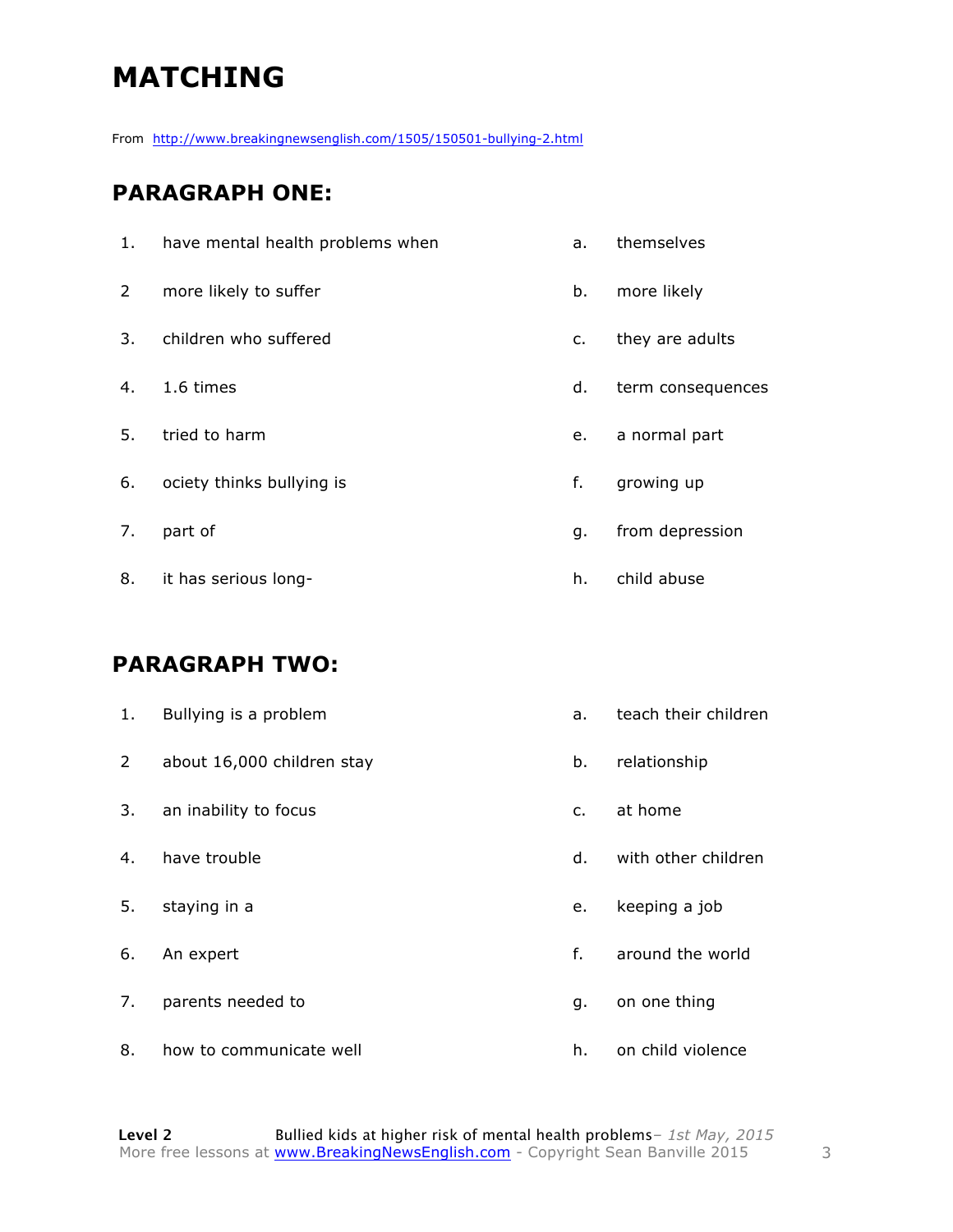# MATCHING

From http://www.breakingnewsenglish.com/1505/150501-bullying-2.html

## PARAGRAPH ONE:

| | | | |
|---|---|---|---|
| 1. | have mental health problems when | a. | themselves |
| 2 | more likely to suffer | b. | more likely |
| 3. | children who suffered | c. | they are adults |
| 4. | 1.6 times | d. | term consequences |
| 5. | tried to harm | e. | a normal part |
| 6. | ociety thinks bullying is | f. | growing up |
| 7. | part of | g. | from depression |
| 8. | it has serious long- | h. | child abuse |

## PARAGRAPH TWO:

| | | | |
|---|---|---|---|
| 1. | Bullying is a problem | a. | teach their children |
| 2 | about 16,000 children stay | b. | relationship |
| 3. | an inability to focus | c. | at home |
| 4. | have trouble | d. | with other children |
| 5. | staying in a | e. | keeping a job |
| 6. | An expert | f. | around the world |
| 7. | parents needed to | g. | on one thing |
| 8. | how to communicate well | h. | on child violence |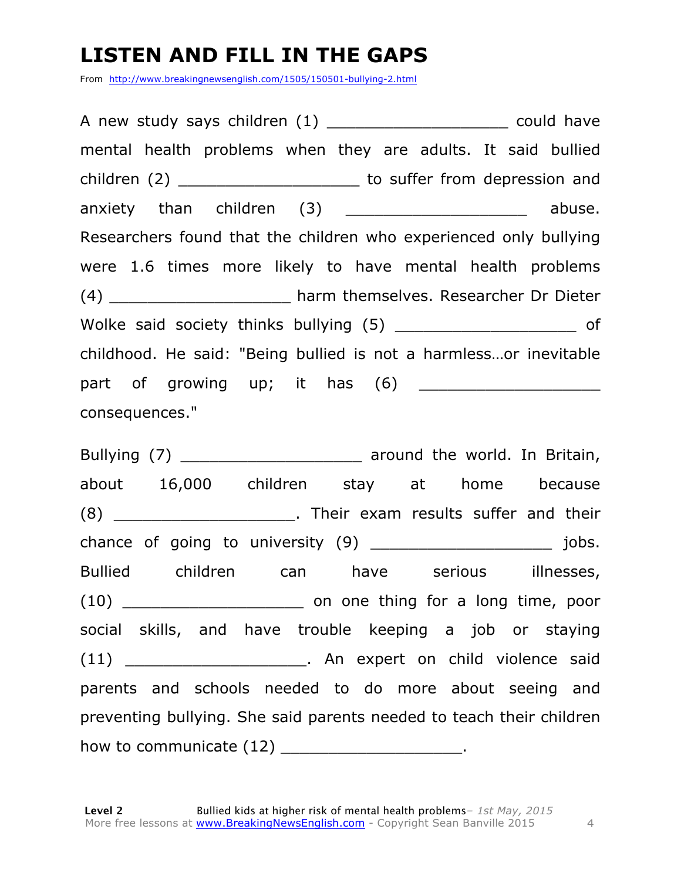# LISTEN AND FILL IN THE GAPS

From http://www.breakingnewsenglish.com/1505/150501-bullying-2.html

A new study says children (1) ___________________ could have mental health problems when they are adults. It said bullied children (2) ___________________ to suffer from depression and anxiety than children (3) ___________________ abuse. Researchers found that the children who experienced only bullying were 1.6 times more likely to have mental health problems (4) ___________________ harm themselves. Researcher Dr Dieter Wolke said society thinks bullying (5) ___________________ of childhood. He said: "Being bullied is not a harmless…or inevitable part of growing up; it has (6) ___________________ consequences."

Bullying (7) ___________________ around the world. In Britain, about 16,000 children stay at home because (8) ___________________. Their exam results suffer and their chance of going to university (9) ___________________ jobs. Bullied children can have serious illnesses, (10) ___________________ on one thing for a long time, poor social skills, and have trouble keeping a job or staying (11) ___________________. An expert on child violence said parents and schools needed to do more about seeing and preventing bullying. She said parents needed to teach their children how to communicate (12) ___________________.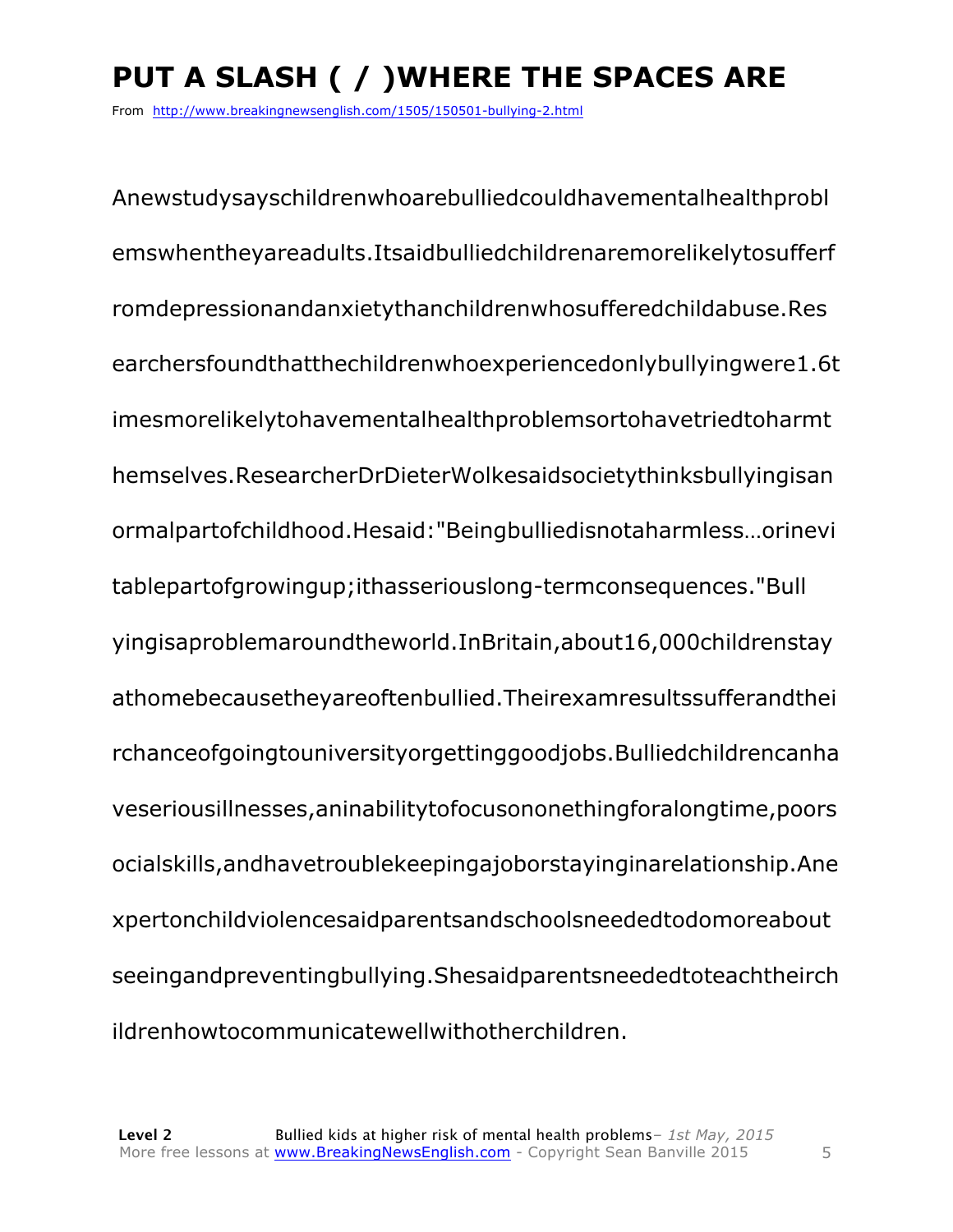# PUT A SLASH ( / )WHERE THE SPACES ARE

From http://www.breakingnewsenglish.com/1505/150501-bullying-2.html

Anewstudysayschildrenwhoarebulliedcouldhavementalhealthprobl
emswhentheyareadults.Itsaidbulliedchildrenaremorelikelytosufferf
romdepressionandanxietythanchildrenwhosufferedchildabuse.Res
earchersfoundthatthechildrenwhoexperiencedonlybullyingwere1.6t
imesmorelikelytohavementalhealthproblemsortohavetriedtoharmt
hemselves.ResearcherDrDieterWolkesaidsocietythinksbullyingisan
ormalpartofchildhood.Hesaid:"Beingbulliedisnotaharmless…orinevi
tablepartofgrowingup;ithasseriouslong-termconsequences."Bull
yingisaproblemaroundtheworld.InBritain,about16,000childrenstay
athomebecausetheyareoftenbullied.Theirexamresultssufferandthei
rchanceofgoingtouniversityorgettinggoodjobs.Bulliedchildrencanha
veseriousillnesses,aninabilitytofocusononethingforalongtime,poors
ocialskills,andhavetroublekeepingajoborstayinginarelationship.Ane
xpertonchildviolencesaidparentsandschoolsneededtodomoreabout
seeingandpreventingbullying.Shesaidparentsneededtoteachtheirch
ildrenhowtocommunicatewellwithotherchildren.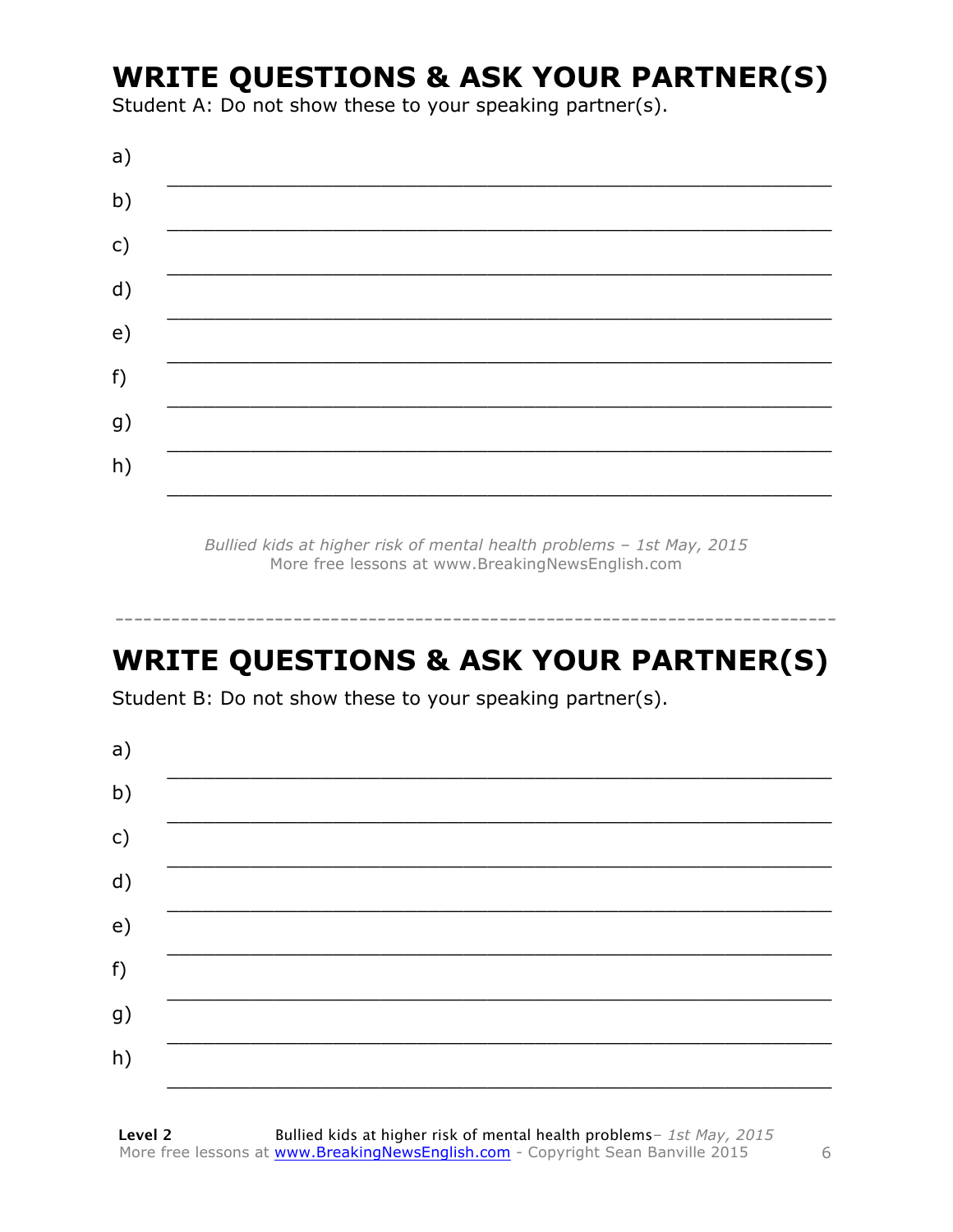## WRITE QUESTIONS & ASK YOUR PARTNER(S)

Student A: Do not show these to your speaking partner(s).

a) ___________________________________________________________

b) ___________________________________________________________

c) ___________________________________________________________

d) ___________________________________________________________

e) ___________________________________________________________

f) ___________________________________________________________

g) ___________________________________________________________

h) ___________________________________________________________

*Bullied kids at higher risk of mental health problems – 1st May, 2015*
More free lessons at www.BreakingNewsEnglish.com

---

## WRITE QUESTIONS & ASK YOUR PARTNER(S)

Student B: Do not show these to your speaking partner(s).

a) ___________________________________________________________

b) ___________________________________________________________

c) ___________________________________________________________

d) ___________________________________________________________

e) ___________________________________________________________

f) ___________________________________________________________

g) ___________________________________________________________

h) ___________________________________________________________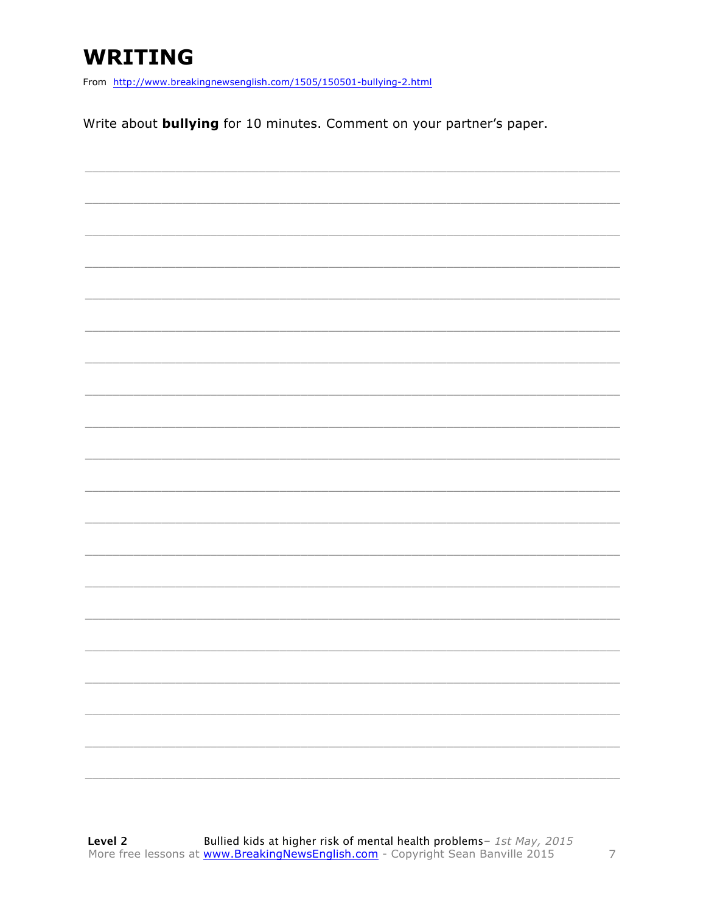# WRITING

From http://www.breakingnewsenglish.com/1505/150501-bullying-2.html

Write about **bullying** for 10 minutes. Comment on your partner's paper.